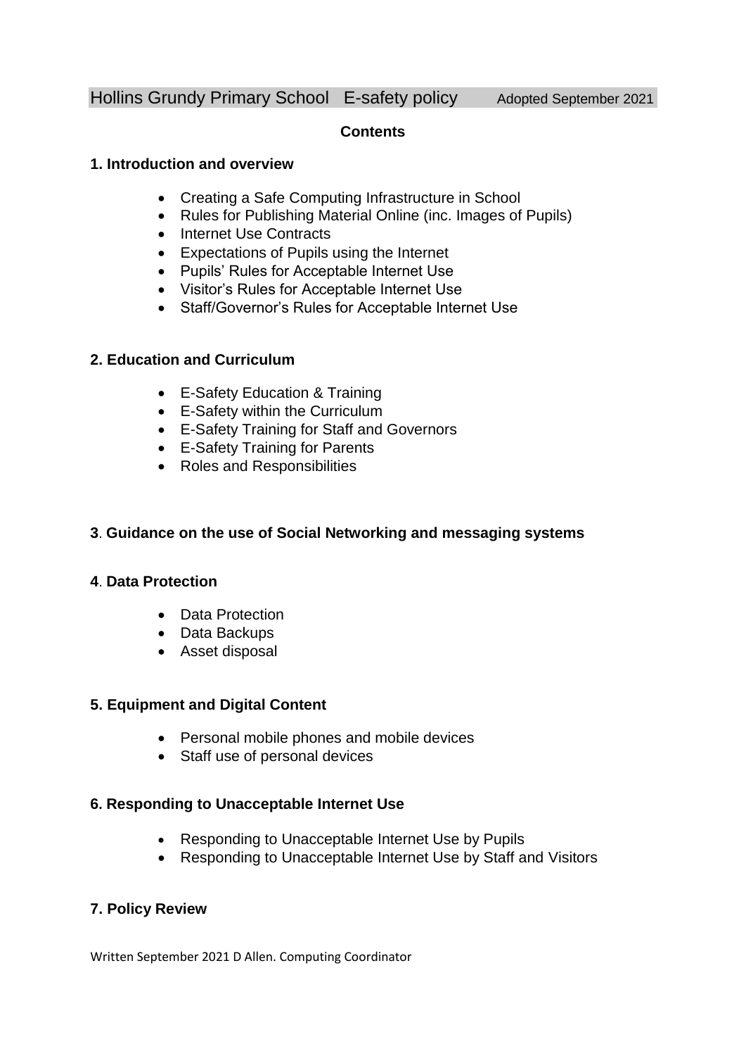Hollins Grundy Primary School E-safety policy Adopted September 2021

## Contents

### 1. Introduction and overview

- Creating a Safe Computing Infrastructure in School
- Rules for Publishing Material Online (inc. Images of Pupils)
- Internet Use Contracts
- Expectations of Pupils using the Internet
- Pupils' Rules for Acceptable Internet Use
- Visitor's Rules for Acceptable Internet Use
- Staff/Governor's Rules for Acceptable Internet Use

### 2. Education and Curriculum

- E-Safety Education & Training
- E-Safety within the Curriculum
- E-Safety Training for Staff and Governors
- E-Safety Training for Parents
- Roles and Responsibilities

### 3. Guidance on the use of Social Networking and messaging systems

### 4. Data Protection

- Data Protection
- Data Backups
- Asset disposal

### 5. Equipment and Digital Content

- Personal mobile phones and mobile devices
- Staff use of personal devices

### 6. Responding to Unacceptable Internet Use

- Responding to Unacceptable Internet Use by Pupils
- Responding to Unacceptable Internet Use by Staff and Visitors

### 7. Policy Review

Written September 2021 D Allen. Computing Coordinator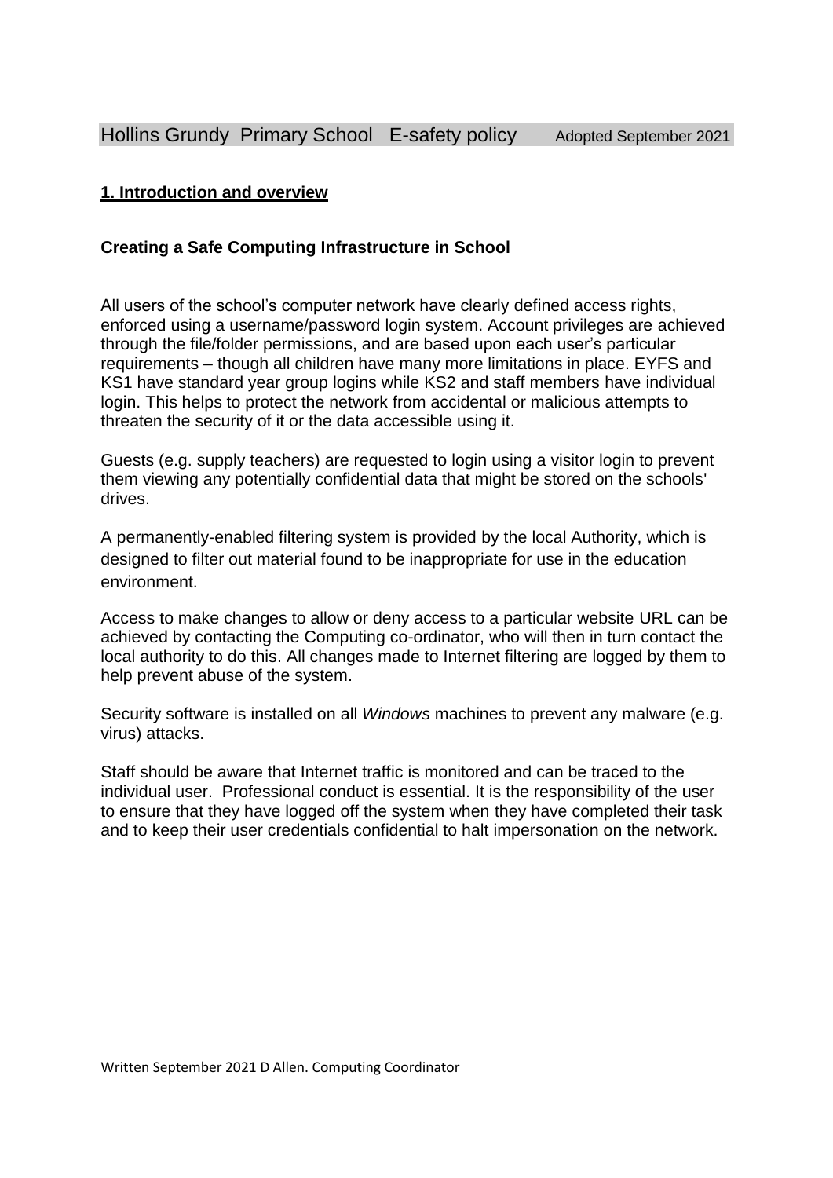Hollins Grundy Primary School E-safety policy Adopted September 2021

## 1. Introduction and overview

### Creating a Safe Computing Infrastructure in School

All users of the school's computer network have clearly defined access rights, enforced using a username/password login system. Account privileges are achieved through the file/folder permissions, and are based upon each user's particular requirements – though all children have many more limitations in place. EYFS and KS1 have standard year group logins while KS2 and staff members have individual login. This helps to protect the network from accidental or malicious attempts to threaten the security of it or the data accessible using it.

Guests (e.g. supply teachers) are requested to login using a visitor login to prevent them viewing any potentially confidential data that might be stored on the schools' drives.

A permanently-enabled filtering system is provided by the local Authority, which is designed to filter out material found to be inappropriate for use in the education environment.

Access to make changes to allow or deny access to a particular website URL can be achieved by contacting the Computing co-ordinator, who will then in turn contact the local authority to do this. All changes made to Internet filtering are logged by them to help prevent abuse of the system.

Security software is installed on all *Windows* machines to prevent any malware (e.g. virus) attacks.

Staff should be aware that Internet traffic is monitored and can be traced to the individual user. Professional conduct is essential. It is the responsibility of the user to ensure that they have logged off the system when they have completed their task and to keep their user credentials confidential to halt impersonation on the network.

Written September 2021 D Allen. Computing Coordinator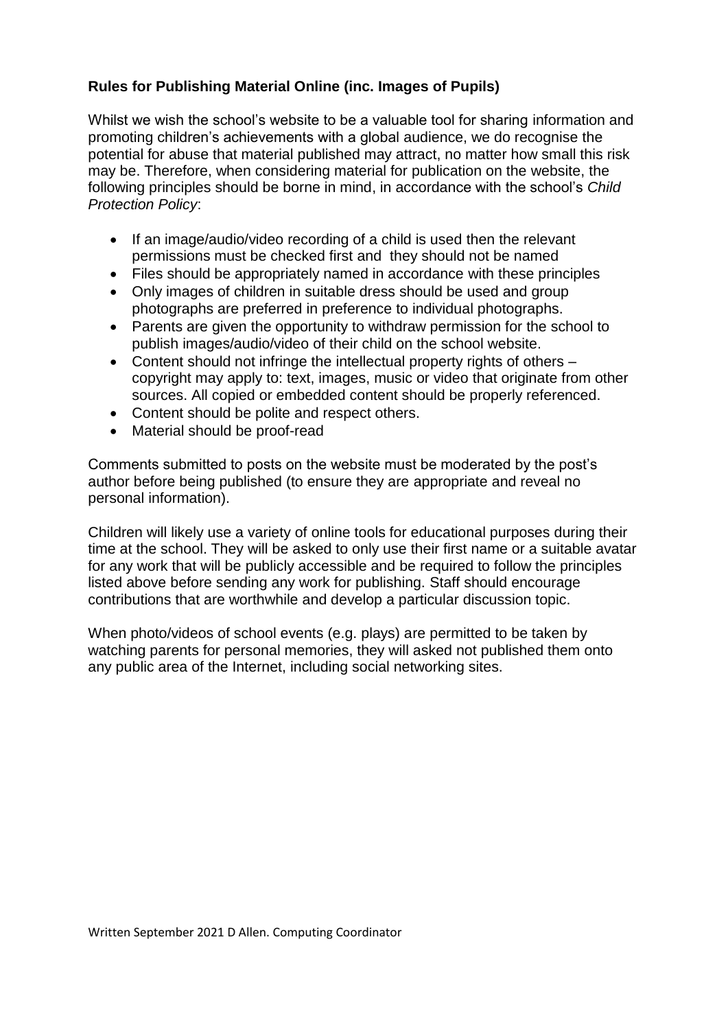**Rules for Publishing Material Online (inc. Images of Pupils)**

Whilst we wish the school's website to be a valuable tool for sharing information and promoting children's achievements with a global audience, we do recognise the potential for abuse that material published may attract, no matter how small this risk may be. Therefore, when considering material for publication on the website, the following principles should be borne in mind, in accordance with the school's *Child Protection Policy*:

- If an image/audio/video recording of a child is used then the relevant permissions must be checked first and they should not be named
- Files should be appropriately named in accordance with these principles
- Only images of children in suitable dress should be used and group photographs are preferred in preference to individual photographs.
- Parents are given the opportunity to withdraw permission for the school to publish images/audio/video of their child on the school website.
- Content should not infringe the intellectual property rights of others – copyright may apply to: text, images, music or video that originate from other sources. All copied or embedded content should be properly referenced.
- Content should be polite and respect others.
- Material should be proof-read

Comments submitted to posts on the website must be moderated by the post's author before being published (to ensure they are appropriate and reveal no personal information).

Children will likely use a variety of online tools for educational purposes during their time at the school. They will be asked to only use their first name or a suitable avatar for any work that will be publicly accessible and be required to follow the principles listed above before sending any work for publishing. Staff should encourage contributions that are worthwhile and develop a particular discussion topic.

When photo/videos of school events (e.g. plays) are permitted to be taken by watching parents for personal memories, they will asked not published them onto any public area of the Internet, including social networking sites.

Written September 2021 D Allen. Computing Coordinator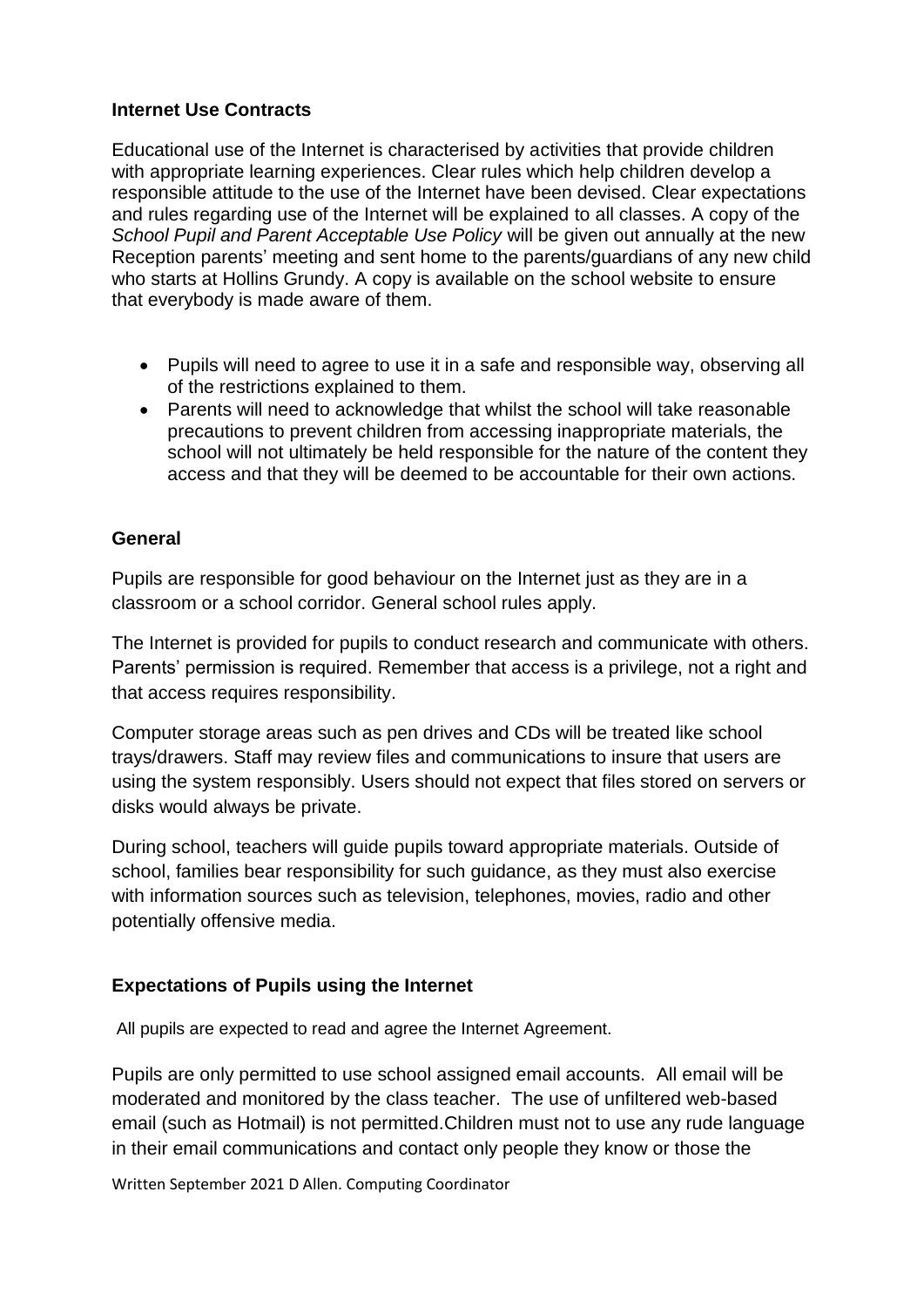**Internet Use Contracts**

Educational use of the Internet is characterised by activities that provide children with appropriate learning experiences. Clear rules which help children develop a responsible attitude to the use of the Internet have been devised. Clear expectations and rules regarding use of the Internet will be explained to all classes. A copy of the *School Pupil and Parent Acceptable Use Policy* will be given out annually at the new Reception parents' meeting and sent home to the parents/guardians of any new child who starts at Hollins Grundy. A copy is available on the school website to ensure that everybody is made aware of them.

- Pupils will need to agree to use it in a safe and responsible way, observing all of the restrictions explained to them.
- Parents will need to acknowledge that whilst the school will take reasonable precautions to prevent children from accessing inappropriate materials, the school will not ultimately be held responsible for the nature of the content they access and that they will be deemed to be accountable for their own actions.

**General**

Pupils are responsible for good behaviour on the Internet just as they are in a classroom or a school corridor. General school rules apply.

The Internet is provided for pupils to conduct research and communicate with others. Parents' permission is required. Remember that access is a privilege, not a right and that access requires responsibility.

Computer storage areas such as pen drives and CDs will be treated like school trays/drawers. Staff may review files and communications to insure that users are using the system responsibly. Users should not expect that files stored on servers or disks would always be private.

During school, teachers will guide pupils toward appropriate materials. Outside of school, families bear responsibility for such guidance, as they must also exercise with information sources such as television, telephones, movies, radio and other potentially offensive media.

**Expectations of Pupils using the Internet**

All pupils are expected to read and agree the Internet Agreement.

Pupils are only permitted to use school assigned email accounts. All email will be moderated and monitored by the class teacher. The use of unfiltered web-based email (such as Hotmail) is not permitted.Children must not to use any rude language in their email communications and contact only people they know or those the

Written September 2021 D Allen. Computing Coordinator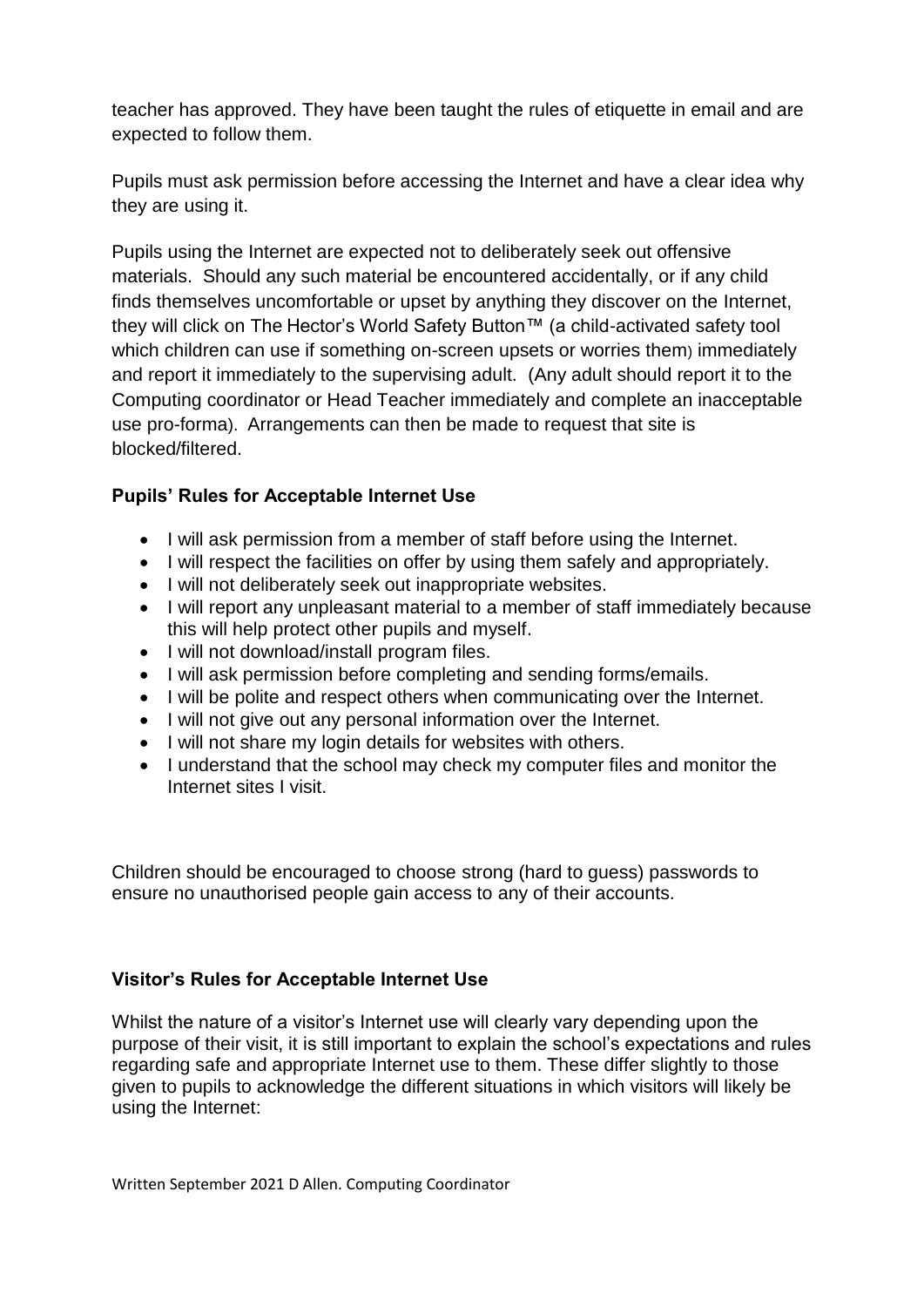teacher has approved. They have been taught the rules of etiquette in email and are expected to follow them.

Pupils must ask permission before accessing the Internet and have a clear idea why they are using it.

Pupils using the Internet are expected not to deliberately seek out offensive materials. Should any such material be encountered accidentally, or if any child finds themselves uncomfortable or upset by anything they discover on the Internet, they will click on The Hector's World Safety Button™ (a child-activated safety tool which children can use if something on-screen upsets or worries them) immediately and report it immediately to the supervising adult. (Any adult should report it to the Computing coordinator or Head Teacher immediately and complete an inacceptable use pro-forma). Arrangements can then be made to request that site is blocked/filtered.

**Pupils' Rules for Acceptable Internet Use**

- I will ask permission from a member of staff before using the Internet.
- I will respect the facilities on offer by using them safely and appropriately.
- I will not deliberately seek out inappropriate websites.
- I will report any unpleasant material to a member of staff immediately because this will help protect other pupils and myself.
- I will not download/install program files.
- I will ask permission before completing and sending forms/emails.
- I will be polite and respect others when communicating over the Internet.
- I will not give out any personal information over the Internet.
- I will not share my login details for websites with others.
- I understand that the school may check my computer files and monitor the Internet sites I visit.

Children should be encouraged to choose strong (hard to guess) passwords to ensure no unauthorised people gain access to any of their accounts.

**Visitor's Rules for Acceptable Internet Use**

Whilst the nature of a visitor's Internet use will clearly vary depending upon the purpose of their visit, it is still important to explain the school's expectations and rules regarding safe and appropriate Internet use to them. These differ slightly to those given to pupils to acknowledge the different situations in which visitors will likely be using the Internet: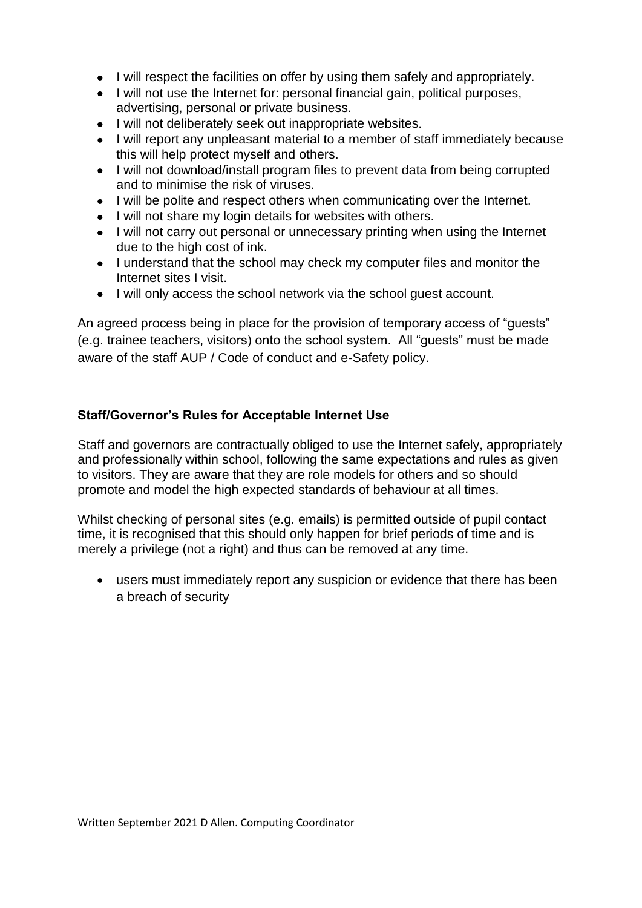- I will respect the facilities on offer by using them safely and appropriately.
- I will not use the Internet for: personal financial gain, political purposes, advertising, personal or private business.
- I will not deliberately seek out inappropriate websites.
- I will report any unpleasant material to a member of staff immediately because this will help protect myself and others.
- I will not download/install program files to prevent data from being corrupted and to minimise the risk of viruses.
- I will be polite and respect others when communicating over the Internet.
- I will not share my login details for websites with others.
- I will not carry out personal or unnecessary printing when using the Internet due to the high cost of ink.
- I understand that the school may check my computer files and monitor the Internet sites I visit.
- I will only access the school network via the school guest account.

An agreed process being in place for the provision of temporary access of "guests" (e.g. trainee teachers, visitors) onto the school system. All "guests" must be made aware of the staff AUP / Code of conduct and e-Safety policy.

**Staff/Governor's Rules for Acceptable Internet Use**

Staff and governors are contractually obliged to use the Internet safely, appropriately and professionally within school, following the same expectations and rules as given to visitors. They are aware that they are role models for others and so should promote and model the high expected standards of behaviour at all times.

Whilst checking of personal sites (e.g. emails) is permitted outside of pupil contact time, it is recognised that this should only happen for brief periods of time and is merely a privilege (not a right) and thus can be removed at any time.

- users must immediately report any suspicion or evidence that there has been a breach of security

Written September 2021 D Allen. Computing Coordinator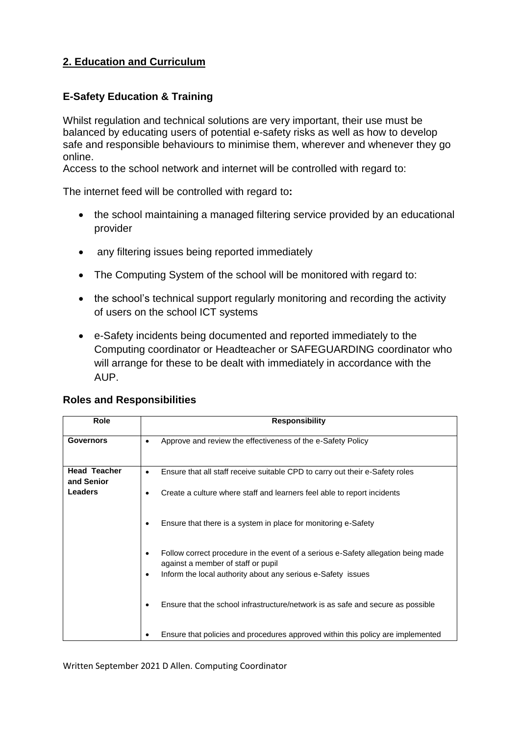## 2. Education and Curriculum

### E-Safety Education & Training

Whilst regulation and technical solutions are very important, their use must be balanced by educating users of potential e-safety risks as well as how to develop safe and responsible behaviours to minimise them, wherever and whenever they go online.
Access to the school network and internet will be controlled with regard to:

The internet feed will be controlled with regard to**:**

- the school maintaining a managed filtering service provided by an educational provider
- any filtering issues being reported immediately
- The Computing System of the school will be monitored with regard to:
- the school's technical support regularly monitoring and recording the activity of users on the school ICT systems
- e-Safety incidents being documented and reported immediately to the Computing coordinator or Headteacher or SAFEGUARDING coordinator who will arrange for these to be dealt with immediately in accordance with the AUP.

### Roles and Responsibilities

| Role | Responsibility |
|---|---|
| **Governors** | • Approve and review the effectiveness of the e-Safety Policy |
| **Head Teacher and Senior Leaders** | • Ensure that all staff receive suitable CPD to carry out their e-Safety roles<br>• Create a culture where staff and learners feel able to report incidents<br>• Ensure that there is a system in place for monitoring e-Safety<br>• Follow correct procedure in the event of a serious e-Safety allegation being made against a member of staff or pupil<br>• Inform the local authority about any serious e-Safety issues<br>• Ensure that the school infrastructure/network is as safe and secure as possible<br>• Ensure that policies and procedures approved within this policy are implemented |

Written September 2021 D Allen. Computing Coordinator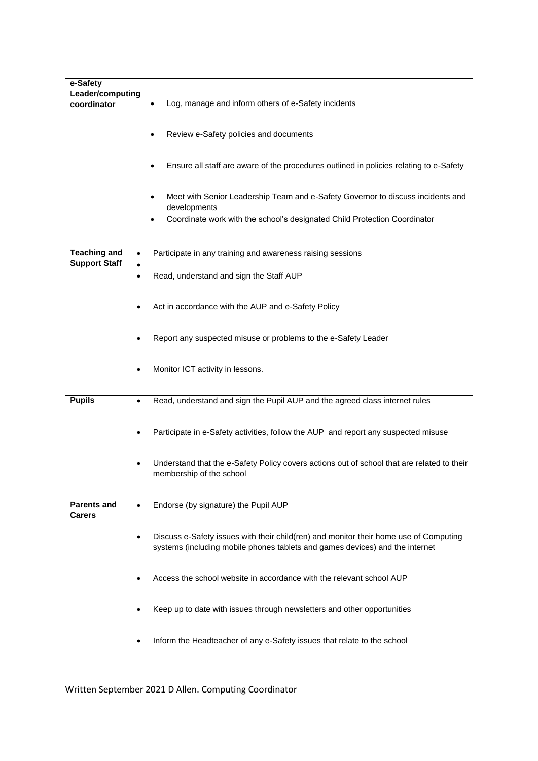| | |
|---|---|
| **e-Safety Leader/computing coordinator** | • Log, manage and inform others of e-Safety incidents<br>• Review e-Safety policies and documents<br>• Ensure all staff are aware of the procedures outlined in policies relating to e-Safety<br>• Meet with Senior Leadership Team and e-Safety Governor to discuss incidents and developments<br>• Coordinate work with the school's designated Child Protection Coordinator |

| | |
|---|---|
| **Teaching and Support Staff** | • Participate in any training and awareness raising sessions<br>•<br>• Read, understand and sign the Staff AUP<br>• Act in accordance with the AUP and e-Safety Policy<br>• Report any suspected misuse or problems to the e-Safety Leader<br>• Monitor ICT activity in lessons. |
| **Pupils** | • Read, understand and sign the Pupil AUP and the agreed class internet rules<br>• Participate in e-Safety activities, follow the AUP and report any suspected misuse<br>• Understand that the e-Safety Policy covers actions out of school that are related to their membership of the school |
| **Parents and Carers** | • Endorse (by signature) the Pupil AUP<br>• Discuss e-Safety issues with their child(ren) and monitor their home use of Computing systems (including mobile phones tablets and games devices) and the internet<br>• Access the school website in accordance with the relevant school AUP<br>• Keep up to date with issues through newsletters and other opportunities<br>• Inform the Headteacher of any e-Safety issues that relate to the school |

Written September 2021 D Allen. Computing Coordinator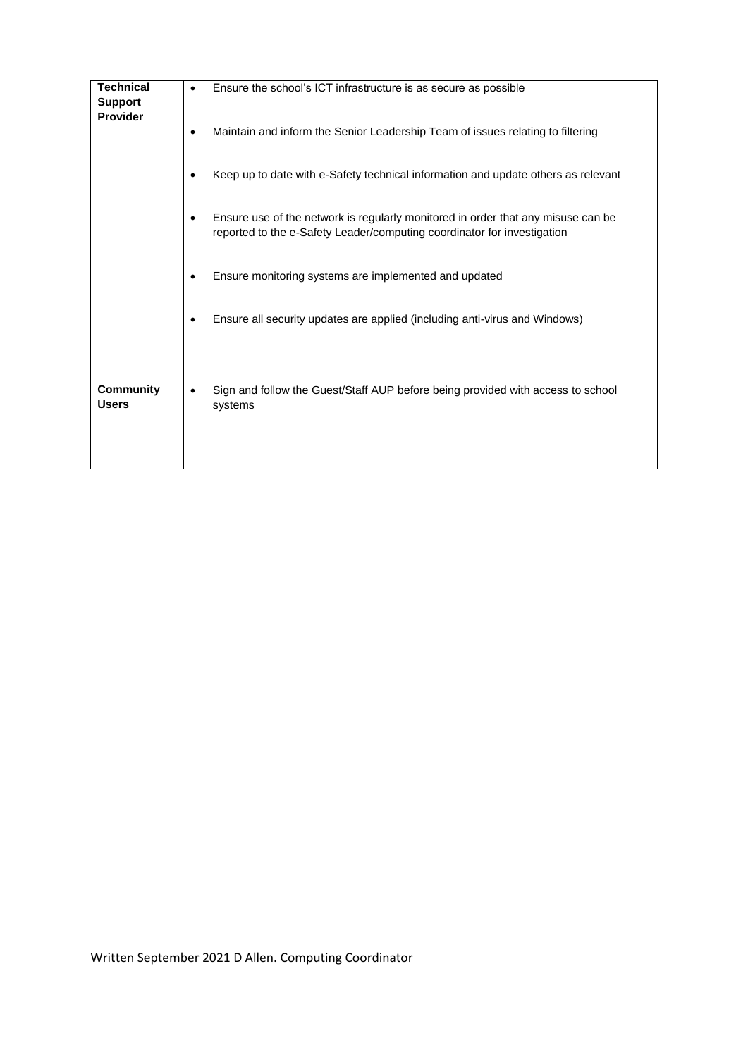| **Technical Support Provider** | • Ensure the school's ICT infrastructure is as secure as possible<br>• Maintain and inform the Senior Leadership Team of issues relating to filtering<br>• Keep up to date with e-Safety technical information and update others as relevant<br>• Ensure use of the network is regularly monitored in order that any misuse can be reported to the e-Safety Leader/computing coordinator for investigation<br>• Ensure monitoring systems are implemented and updated<br>• Ensure all security updates are applied (including anti-virus and Windows) |
|---|---|
| **Community Users** | • Sign and follow the Guest/Staff AUP before being provided with access to school systems |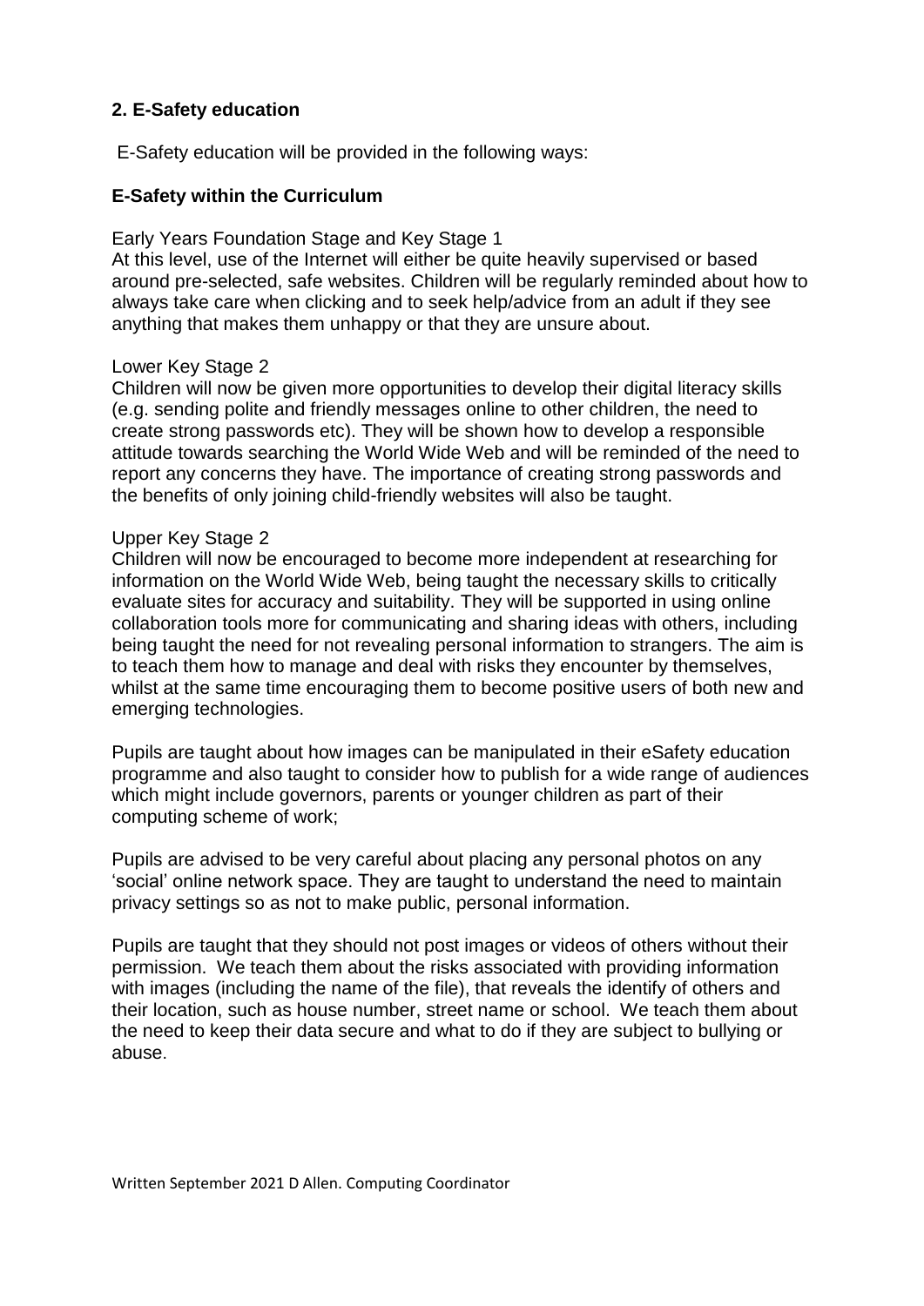## 2. E-Safety education

E-Safety education will be provided in the following ways:

### E-Safety within the Curriculum

Early Years Foundation Stage and Key Stage 1
At this level, use of the Internet will either be quite heavily supervised or based around pre-selected, safe websites. Children will be regularly reminded about how to always take care when clicking and to seek help/advice from an adult if they see anything that makes them unhappy or that they are unsure about.

Lower Key Stage 2
Children will now be given more opportunities to develop their digital literacy skills (e.g. sending polite and friendly messages online to other children, the need to create strong passwords etc). They will be shown how to develop a responsible attitude towards searching the World Wide Web and will be reminded of the need to report any concerns they have. The importance of creating strong passwords and the benefits of only joining child-friendly websites will also be taught.

Upper Key Stage 2
Children will now be encouraged to become more independent at researching for information on the World Wide Web, being taught the necessary skills to critically evaluate sites for accuracy and suitability. They will be supported in using online collaboration tools more for communicating and sharing ideas with others, including being taught the need for not revealing personal information to strangers. The aim is to teach them how to manage and deal with risks they encounter by themselves, whilst at the same time encouraging them to become positive users of both new and emerging technologies.

Pupils are taught about how images can be manipulated in their eSafety education programme and also taught to consider how to publish for a wide range of audiences which might include governors, parents or younger children as part of their computing scheme of work;

Pupils are advised to be very careful about placing any personal photos on any 'social' online network space. They are taught to understand the need to maintain privacy settings so as not to make public, personal information.

Pupils are taught that they should not post images or videos of others without their permission. We teach them about the risks associated with providing information with images (including the name of the file), that reveals the identify of others and their location, such as house number, street name or school. We teach them about the need to keep their data secure and what to do if they are subject to bullying or abuse.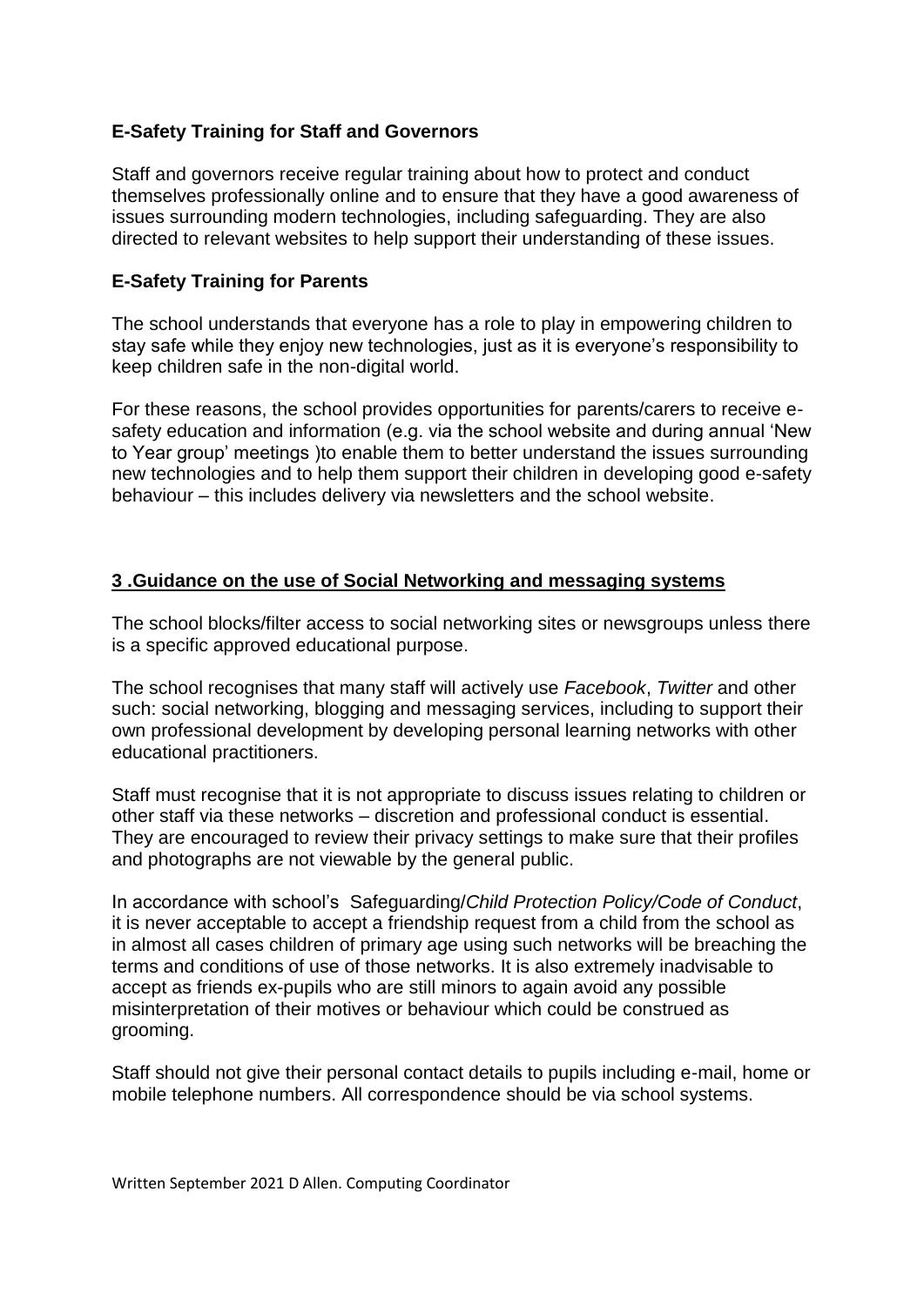**E-Safety Training for Staff and Governors**

Staff and governors receive regular training about how to protect and conduct themselves professionally online and to ensure that they have a good awareness of issues surrounding modern technologies, including safeguarding. They are also directed to relevant websites to help support their understanding of these issues.

**E-Safety Training for Parents**

The school understands that everyone has a role to play in empowering children to stay safe while they enjoy new technologies, just as it is everyone's responsibility to keep children safe in the non-digital world.

For these reasons, the school provides opportunities for parents/carers to receive e-safety education and information (e.g. via the school website and during annual 'New to Year group' meetings )to enable them to better understand the issues surrounding new technologies and to help them support their children in developing good e-safety behaviour – this includes delivery via newsletters and the school website.

## 3 .Guidance on the use of Social Networking and messaging systems

The school blocks/filter access to social networking sites or newsgroups unless there is a specific approved educational purpose.

The school recognises that many staff will actively use *Facebook*, *Twitter* and other such: social networking, blogging and messaging services, including to support their own professional development by developing personal learning networks with other educational practitioners.

Staff must recognise that it is not appropriate to discuss issues relating to children or other staff via these networks – discretion and professional conduct is essential. They are encouraged to review their privacy settings to make sure that their profiles and photographs are not viewable by the general public.

In accordance with school's Safeguarding/*Child Protection Policy/Code of Conduct*, it is never acceptable to accept a friendship request from a child from the school as in almost all cases children of primary age using such networks will be breaching the terms and conditions of use of those networks. It is also extremely inadvisable to accept as friends ex-pupils who are still minors to again avoid any possible misinterpretation of their motives or behaviour which could be construed as grooming.

Staff should not give their personal contact details to pupils including e-mail, home or mobile telephone numbers. All correspondence should be via school systems.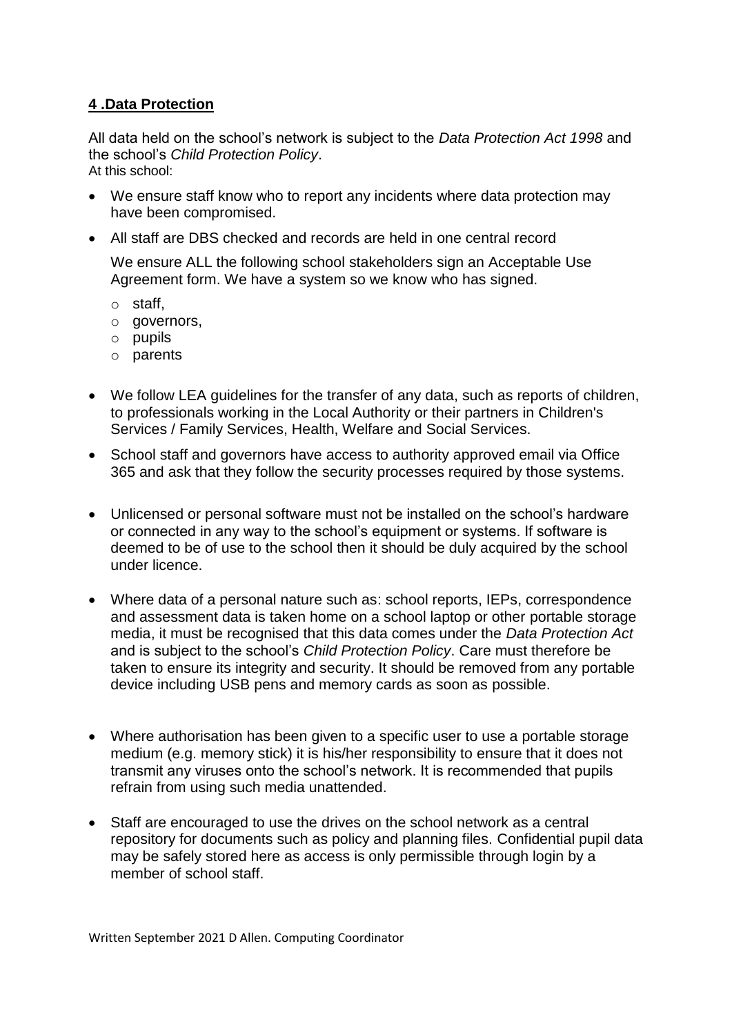## **4 .Data Protection**

All data held on the school's network is subject to the *Data Protection Act 1998* and the school's *Child Protection Policy*.
At this school:

- We ensure staff know who to report any incidents where data protection may have been compromised.
- All staff are DBS checked and records are held in one central record

  We ensure ALL the following school stakeholders sign an Acceptable Use Agreement form. We have a system so we know who has signed.

  - staff,
  - governors,
  - pupils
  - parents

- We follow LEA guidelines for the transfer of any data, such as reports of children, to professionals working in the Local Authority or their partners in Children's Services / Family Services, Health, Welfare and Social Services.
- School staff and governors have access to authority approved email via Office 365 and ask that they follow the security processes required by those systems.
- Unlicensed or personal software must not be installed on the school's hardware or connected in any way to the school's equipment or systems. If software is deemed to be of use to the school then it should be duly acquired by the school under licence.
- Where data of a personal nature such as: school reports, IEPs, correspondence and assessment data is taken home on a school laptop or other portable storage media, it must be recognised that this data comes under the *Data Protection Act* and is subject to the school's *Child Protection Policy*. Care must therefore be taken to ensure its integrity and security. It should be removed from any portable device including USB pens and memory cards as soon as possible.
- Where authorisation has been given to a specific user to use a portable storage medium (e.g. memory stick) it is his/her responsibility to ensure that it does not transmit any viruses onto the school's network. It is recommended that pupils refrain from using such media unattended.
- Staff are encouraged to use the drives on the school network as a central repository for documents such as policy and planning files. Confidential pupil data may be safely stored here as access is only permissible through login by a member of school staff.

Written September 2021 D Allen. Computing Coordinator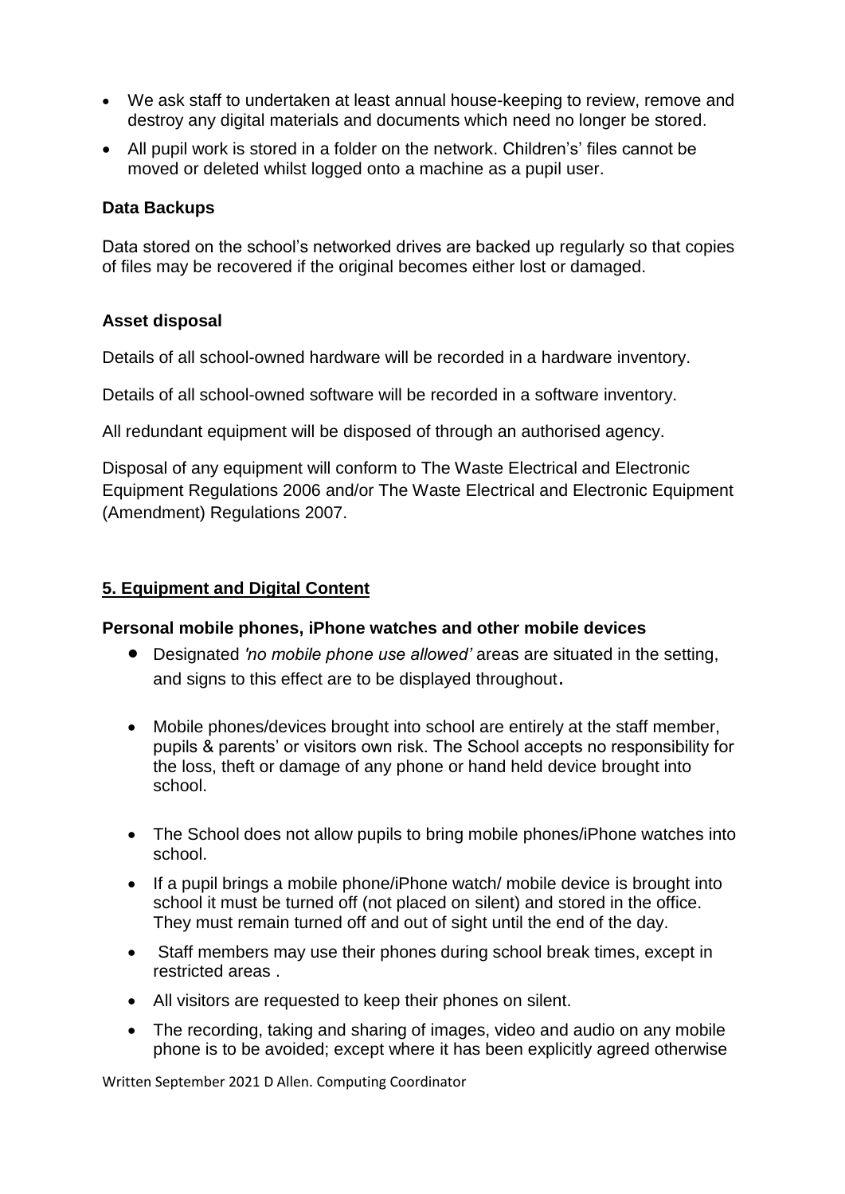- We ask staff to undertaken at least annual house-keeping to review, remove and destroy any digital materials and documents which need no longer be stored.
- All pupil work is stored in a folder on the network. Children's' files cannot be moved or deleted whilst logged onto a machine as a pupil user.

**Data Backups**

Data stored on the school's networked drives are backed up regularly so that copies of files may be recovered if the original becomes either lost or damaged.

**Asset disposal**

Details of all school-owned hardware will be recorded in a hardware inventory.

Details of all school-owned software will be recorded in a software inventory.

All redundant equipment will be disposed of through an authorised agency.

Disposal of any equipment will conform to The Waste Electrical and Electronic Equipment Regulations 2006 and/or The Waste Electrical and Electronic Equipment (Amendment) Regulations 2007.

## 5. Equipment and Digital Content

**Personal mobile phones, iPhone watches and other mobile devices**

- Designated *'no mobile phone use allowed'* areas are situated in the setting, and signs to this effect are to be displayed throughout.
- Mobile phones/devices brought into school are entirely at the staff member, pupils & parents' or visitors own risk. The School accepts no responsibility for the loss, theft or damage of any phone or hand held device brought into school.
- The School does not allow pupils to bring mobile phones/iPhone watches into school.
- If a pupil brings a mobile phone/iPhone watch/ mobile device is brought into school it must be turned off (not placed on silent) and stored in the office. They must remain turned off and out of sight until the end of the day.
- Staff members may use their phones during school break times, except in restricted areas .
- All visitors are requested to keep their phones on silent.
- The recording, taking and sharing of images, video and audio on any mobile phone is to be avoided; except where it has been explicitly agreed otherwise

Written September 2021 D Allen. Computing Coordinator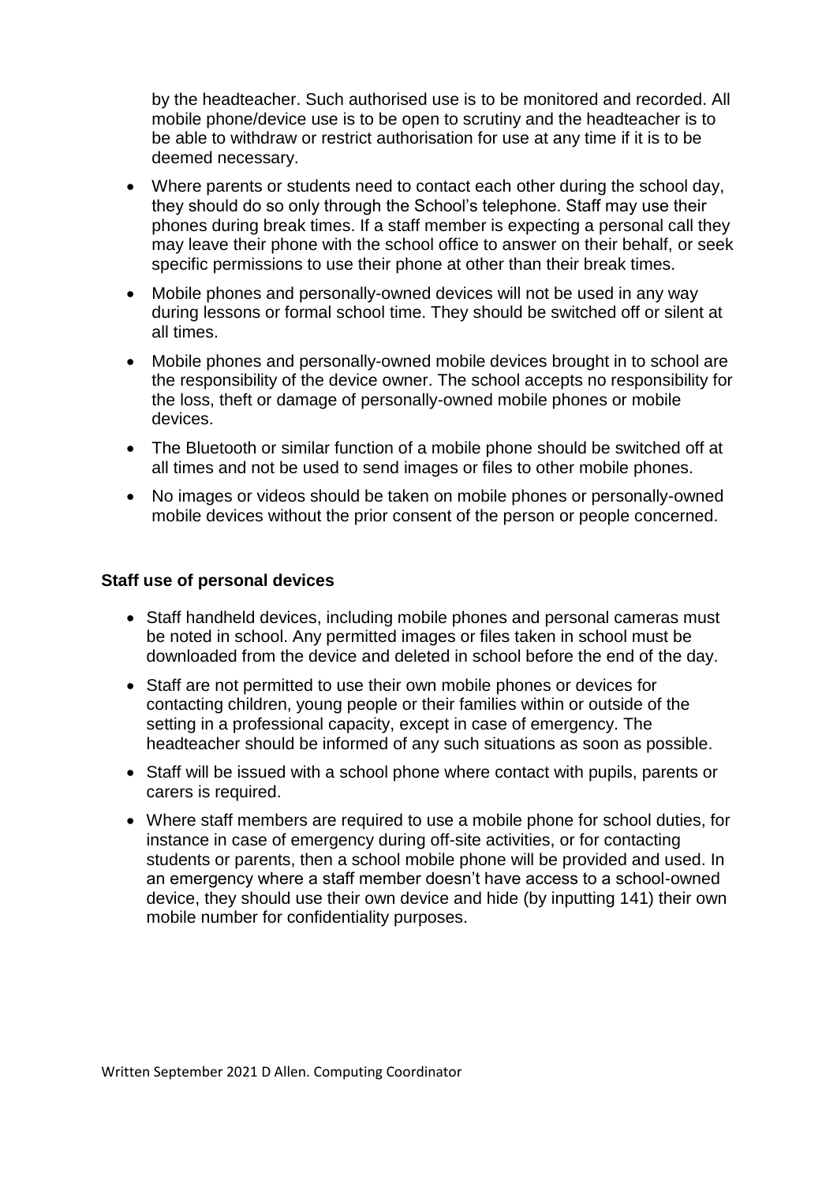by the headteacher. Such authorised use is to be monitored and recorded. All mobile phone/device use is to be open to scrutiny and the headteacher is to be able to withdraw or restrict authorisation for use at any time if it is to be deemed necessary.

- Where parents or students need to contact each other during the school day, they should do so only through the School's telephone. Staff may use their phones during break times. If a staff member is expecting a personal call they may leave their phone with the school office to answer on their behalf, or seek specific permissions to use their phone at other than their break times.
- Mobile phones and personally-owned devices will not be used in any way during lessons or formal school time. They should be switched off or silent at all times.
- Mobile phones and personally-owned mobile devices brought in to school are the responsibility of the device owner. The school accepts no responsibility for the loss, theft or damage of personally-owned mobile phones or mobile devices.
- The Bluetooth or similar function of a mobile phone should be switched off at all times and not be used to send images or files to other mobile phones.
- No images or videos should be taken on mobile phones or personally-owned mobile devices without the prior consent of the person or people concerned.

**Staff use of personal devices**

- Staff handheld devices, including mobile phones and personal cameras must be noted in school. Any permitted images or files taken in school must be downloaded from the device and deleted in school before the end of the day.
- Staff are not permitted to use their own mobile phones or devices for contacting children, young people or their families within or outside of the setting in a professional capacity, except in case of emergency. The headteacher should be informed of any such situations as soon as possible.
- Staff will be issued with a school phone where contact with pupils, parents or carers is required.
- Where staff members are required to use a mobile phone for school duties, for instance in case of emergency during off-site activities, or for contacting students or parents, then a school mobile phone will be provided and used. In an emergency where a staff member doesn't have access to a school-owned device, they should use their own device and hide (by inputting 141) their own mobile number for confidentiality purposes.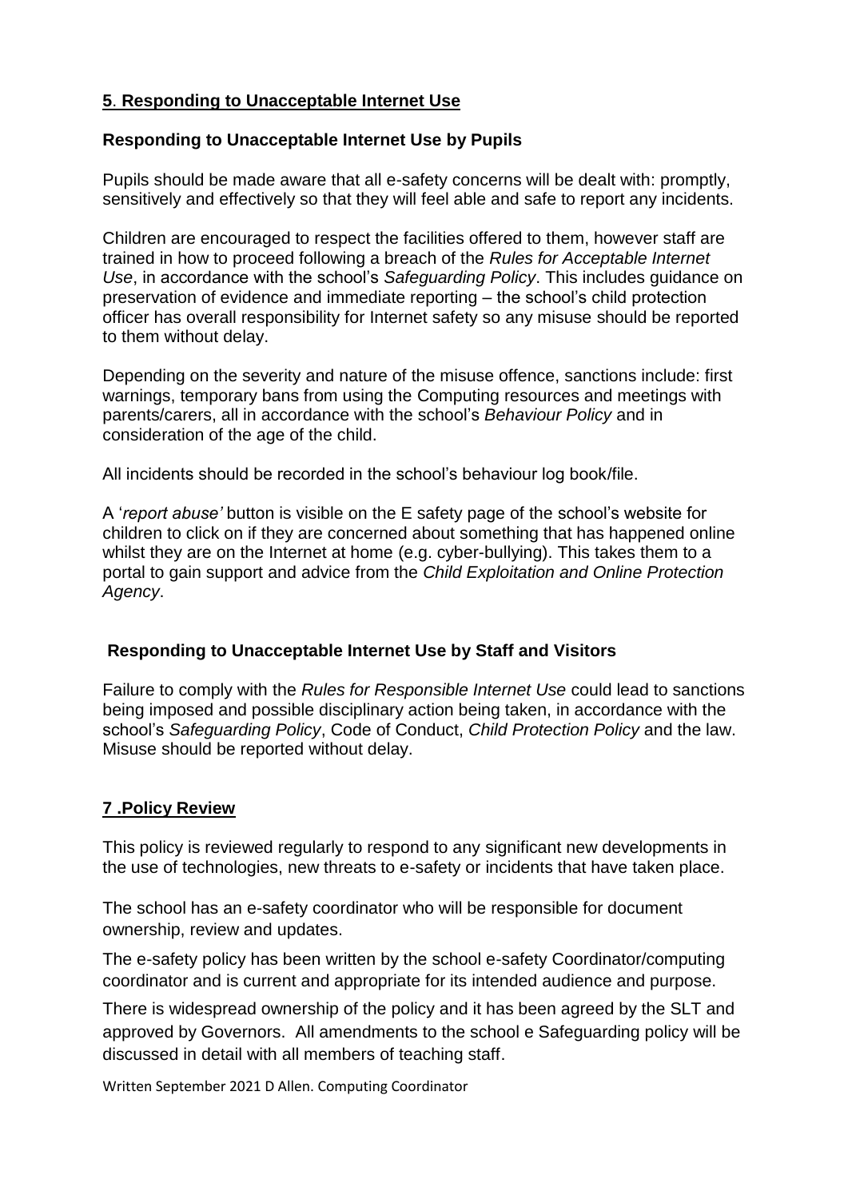## **5. Responding to Unacceptable Internet Use**

### **Responding to Unacceptable Internet Use by Pupils**

Pupils should be made aware that all e-safety concerns will be dealt with: promptly, sensitively and effectively so that they will feel able and safe to report any incidents.

Children are encouraged to respect the facilities offered to them, however staff are trained in how to proceed following a breach of the *Rules for Acceptable Internet Use*, in accordance with the school's *Safeguarding Policy*. This includes guidance on preservation of evidence and immediate reporting – the school's child protection officer has overall responsibility for Internet safety so any misuse should be reported to them without delay.

Depending on the severity and nature of the misuse offence, sanctions include: first warnings, temporary bans from using the Computing resources and meetings with parents/carers, all in accordance with the school's *Behaviour Policy* and in consideration of the age of the child.

All incidents should be recorded in the school's behaviour log book/file.

A '*report abuse'* button is visible on the E safety page of the school's website for children to click on if they are concerned about something that has happened online whilst they are on the Internet at home (e.g. cyber-bullying). This takes them to a portal to gain support and advice from the *Child Exploitation and Online Protection Agency*.

### **Responding to Unacceptable Internet Use by Staff and Visitors**

Failure to comply with the *Rules for Responsible Internet Use* could lead to sanctions being imposed and possible disciplinary action being taken, in accordance with the school's *Safeguarding Policy*, Code of Conduct, *Child Protection Policy* and the law. Misuse should be reported without delay.

## **7 .Policy Review**

This policy is reviewed regularly to respond to any significant new developments in the use of technologies, new threats to e-safety or incidents that have taken place.

The school has an e-safety coordinator who will be responsible for document ownership, review and updates.

The e-safety policy has been written by the school e-safety Coordinator/computing coordinator and is current and appropriate for its intended audience and purpose.

There is widespread ownership of the policy and it has been agreed by the SLT and approved by Governors. All amendments to the school e Safeguarding policy will be discussed in detail with all members of teaching staff.

Written September 2021 D Allen. Computing Coordinator